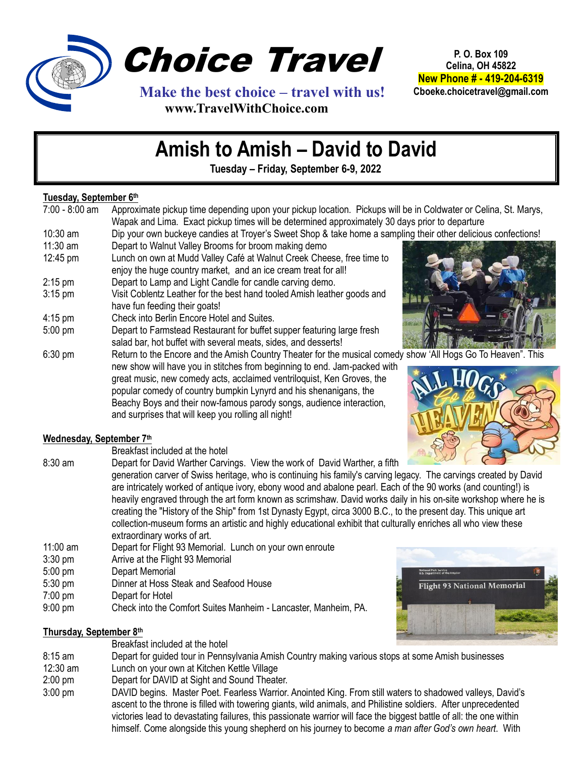# Choice Travel

**Make the best choice – travel with us!**
**www.TravelWithChoice.com**

**P. O. Box 109**
**Celina, OH 45822**
**New Phone # - 419-204-6319**
**Cboeke.choicetravel@gmail.com**

# Amish to Amish – David to David

**Tuesday – Friday, September 6-9, 2022**

## Tuesday, September 6th

| | |
|---|---|
| 7:00 - 8:00 am | Approximate pickup time depending upon your pickup location. Pickups will be in Coldwater or Celina, St. Marys, Wapak and Lima. Exact pickup times will be determined approximately 30 days prior to departure |
| 10:30 am | Dip your own buckeye candies at Troyer's Sweet Shop & take home a sampling their other delicious confections! |
| 11:30 am | Depart to Walnut Valley Brooms for broom making demo |
| 12:45 pm | Lunch on own at Mudd Valley Café at Walnut Creek Cheese, free time to enjoy the huge country market, and an ice cream treat for all! |
| 2:15 pm | Depart to Lamp and Light Candle for candle carving demo. |
| 3:15 pm | Visit Coblentz Leather for the best hand tooled Amish leather goods and have fun feeding their goats! |
| 4:15 pm | Check into Berlin Encore Hotel and Suites. |
| 5:00 pm | Depart to Farmstead Restaurant for buffet supper featuring large fresh salad bar, hot buffet with several meats, sides, and desserts! |
| 6:30 pm | Return to the Encore and the Amish Country Theater for the musical comedy show 'All Hogs Go To Heaven". This new show will have you in stitches from beginning to end. Jam-packed with great music, new comedy acts, acclaimed ventriloquist, Ken Groves, the popular comedy of country bumpkin Lynyrd and his shenanigans, the Beachy Boys and their now-famous parody songs, audience interaction, and surprises that will keep you rolling all night! |

## Wednesday, September 7th

| | |
|---|---|
| | Breakfast included at the hotel |
| 8:30 am | Depart for David Warther Carvings. View the work of David Warther, a fifth generation carver of Swiss heritage, who is continuing his family's carving legacy. The carvings created by David are intricately worked of antique ivory, ebony wood and abalone pearl. Each of the 90 works (and counting!) is heavily engraved through the art form known as scrimshaw. David works daily in his on-site workshop where he is creating the "History of the Ship" from 1st Dynasty Egypt, circa 3000 B.C., to the present day. This unique art collection-museum forms an artistic and highly educational exhibit that culturally enriches all who view these extraordinary works of art. |
| 11:00 am | Depart for Flight 93 Memorial. Lunch on your own enroute |
| 3:30 pm | Arrive at the Flight 93 Memorial |
| 5:00 pm | Depart Memorial |
| 5:30 pm | Dinner at Hoss Steak and Seafood House |
| 7:00 pm | Depart for Hotel |
| 9:00 pm | Check into the Comfort Suites Manheim - Lancaster, Manheim, PA. |

## Thursday, September 8th

| | |
|---|---|
| | Breakfast included at the hotel |
| 8:15 am | Depart for guided tour in Pennsylvania Amish Country making various stops at some Amish businesses |
| 12:30 am | Lunch on your own at Kitchen Kettle Village |
| 2:00 pm | Depart for DAVID at Sight and Sound Theater. |
| 3:00 pm | DAVID begins. Master Poet. Fearless Warrior. Anointed King. From still waters to shadowed valleys, David's ascent to the throne is filled with towering giants, wild animals, and Philistine soldiers. After unprecedented victories lead to devastating failures, this passionate warrior will face the biggest battle of all: the one within himself. Come alongside this young shepherd on his journey to become *a man after God's own heart*. With |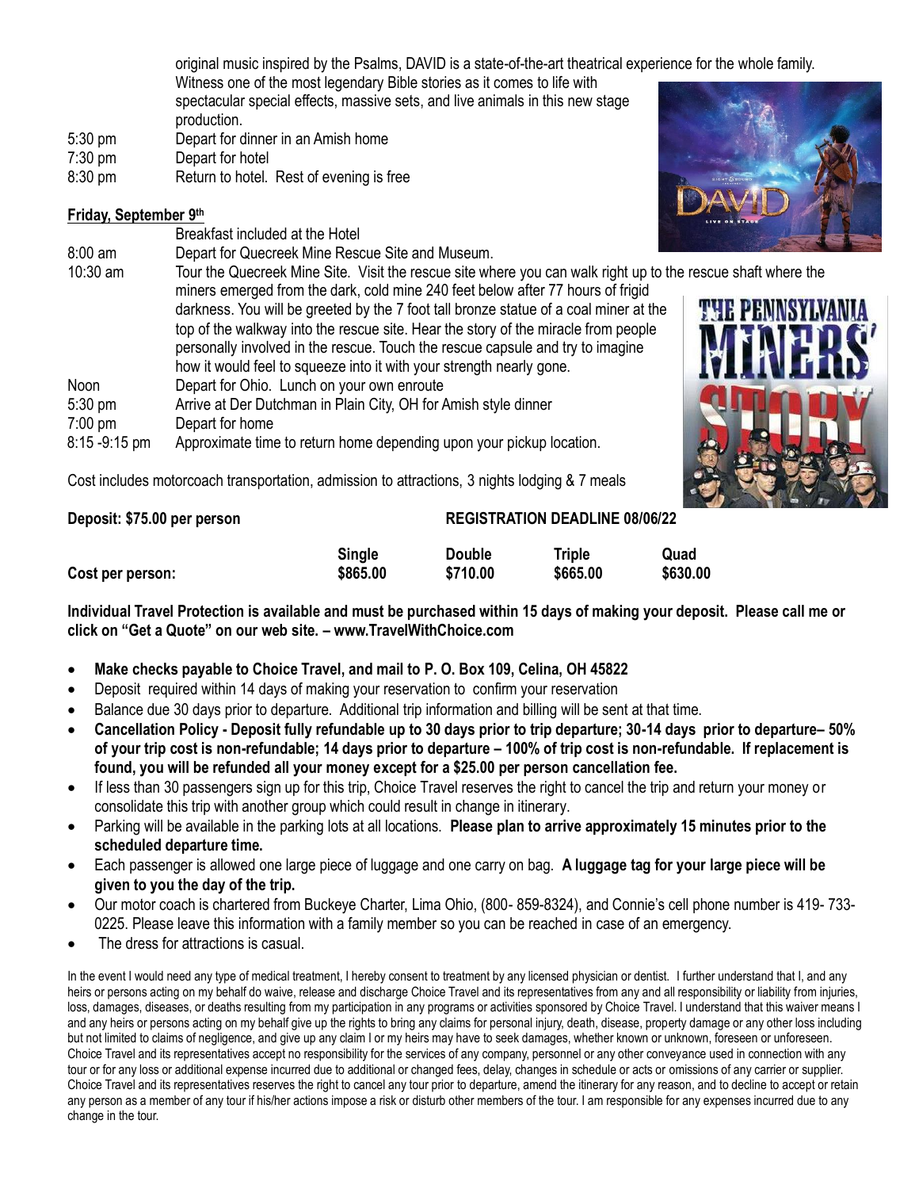original music inspired by the Psalms, DAVID is a state-of-the-art theatrical experience for the whole family. Witness one of the most legendary Bible stories as it comes to life with spectacular special effects, massive sets, and live animals in this new stage production.

| | |
|---|---|
| 5:30 pm | Depart for dinner in an Amish home |
| 7:30 pm | Depart for hotel |
| 8:30 pm | Return to hotel. Rest of evening is free |

**Friday, September 9th**

| | |
|---|---|
| | Breakfast included at the Hotel |
| 8:00 am | Depart for Quecreek Mine Rescue Site and Museum. |
| 10:30 am | Tour the Quecreek Mine Site. Visit the rescue site where you can walk right up to the rescue shaft where the miners emerged from the dark, cold mine 240 feet below after 77 hours of frigid darkness. You will be greeted by the 7 foot tall bronze statue of a coal miner at the top of the walkway into the rescue site. Hear the story of the miracle from people personally involved in the rescue. Touch the rescue capsule and try to imagine how it would feel to squeeze into it with your strength nearly gone. |
| Noon | Depart for Ohio. Lunch on your own enroute |
| 5:30 pm | Arrive at Der Dutchman in Plain City, OH for Amish style dinner |
| 7:00 pm | Depart for home |
| 8:15 -9:15 pm | Approximate time to return home depending upon your pickup location. |

Cost includes motorcoach transportation, admission to attractions, 3 nights lodging & 7 meals

**Deposit: $75.00 per person** **REGISTRATION DEADLINE 08/06/22**

| | Single | Double | Triple | Quad |
|---|---|---|---|---|
| **Cost per person:** | **$865.00** | **$710.00** | **$665.00** | **$630.00** |

**Individual Travel Protection is available and must be purchased within 15 days of making your deposit. Please call me or click on "Get a Quote" on our web site. – www.TravelWithChoice.com**

- **Make checks payable to Choice Travel, and mail to P. O. Box 109, Celina, OH 45822**
- Deposit required within 14 days of making your reservation to confirm your reservation
- Balance due 30 days prior to departure. Additional trip information and billing will be sent at that time.
- **Cancellation Policy - Deposit fully refundable up to 30 days prior to trip departure; 30-14 days prior to departure– 50% of your trip cost is non-refundable; 14 days prior to departure – 100% of trip cost is non-refundable. If replacement is found, you will be refunded all your money except for a $25.00 per person cancellation fee.**
- If less than 30 passengers sign up for this trip, Choice Travel reserves the right to cancel the trip and return your money or consolidate this trip with another group which could result in change in itinerary.
- Parking will be available in the parking lots at all locations. **Please plan to arrive approximately 15 minutes prior to the scheduled departure time.**
- Each passenger is allowed one large piece of luggage and one carry on bag. **A luggage tag for your large piece will be given to you the day of the trip.**
- Our motor coach is chartered from Buckeye Charter, Lima Ohio, (800- 859-8324), and Connie's cell phone number is 419- 733-0225. Please leave this information with a family member so you can be reached in case of an emergency.
- The dress for attractions is casual.

In the event I would need any type of medical treatment, I hereby consent to treatment by any licensed physician or dentist. I further understand that I, and any heirs or persons acting on my behalf do waive, release and discharge Choice Travel and its representatives from any and all responsibility or liability from injuries, loss, damages, diseases, or deaths resulting from my participation in any programs or activities sponsored by Choice Travel. I understand that this waiver means I and any heirs or persons acting on my behalf give up the rights to bring any claims for personal injury, death, disease, property damage or any other loss including but not limited to claims of negligence, and give up any claim I or my heirs may have to seek damages, whether known or unknown, foreseen or unforeseen. Choice Travel and its representatives accept no responsibility for the services of any company, personnel or any other conveyance used in connection with any tour or for any loss or additional expense incurred due to additional or changed fees, delay, changes in schedule or acts or omissions of any carrier or supplier. Choice Travel and its representatives reserves the right to cancel any tour prior to departure, amend the itinerary for any reason, and to decline to accept or retain any person as a member of any tour if his/her actions impose a risk or disturb other members of the tour. I am responsible for any expenses incurred due to any change in the tour.